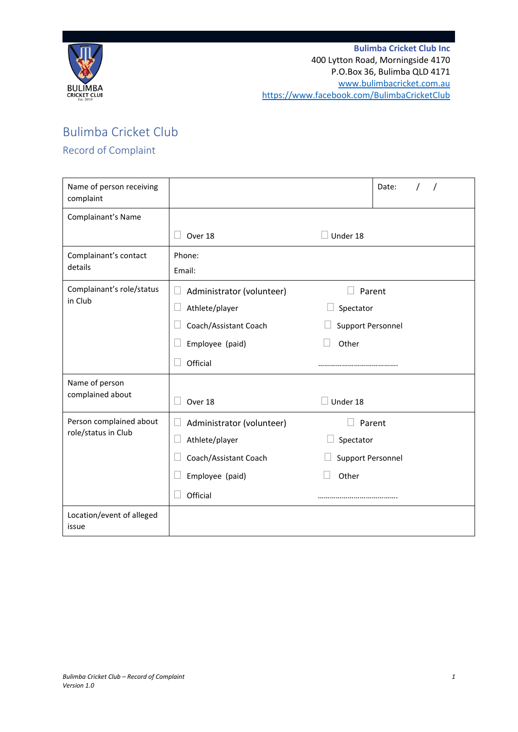**Bulimba Cricket Club Inc**
400 Lytton Road, Morningside 4170
P.O.Box 36, Bulimba QLD 4171
www.bulimbacricket.com.au
https://www.facebook.com/BulimbaCricketClub

# Bulimba Cricket Club

## Record of Complaint

| | | |
|---|---|---|
| Name of person receiving complaint | | Date: / / |
| Complainant's Name | ☐ Over 18 | ☐ Under 18 |
| Complainant's contact details | Phone:<br>Email: | |
| Complainant's role/status in Club | ☐ Administrator (volunteer)<br>☐ Athlete/player<br>☐ Coach/Assistant Coach<br>☐ Employee (paid)<br>☐ Official | ☐ Parent<br>☐ Spectator<br>☐ Support Personnel<br>☐ Other<br>………………………………… |
| Name of person complained about | ☐ Over 18 | ☐ Under 18 |
| Person complained about role/status in Club | ☐ Administrator (volunteer)<br>☐ Athlete/player<br>☐ Coach/Assistant Coach<br>☐ Employee (paid)<br>☐ Official | ☐ Parent<br>☐ Spectator<br>☐ Support Personnel<br>☐ Other<br>………………………………… |
| Location/event of alleged issue | | |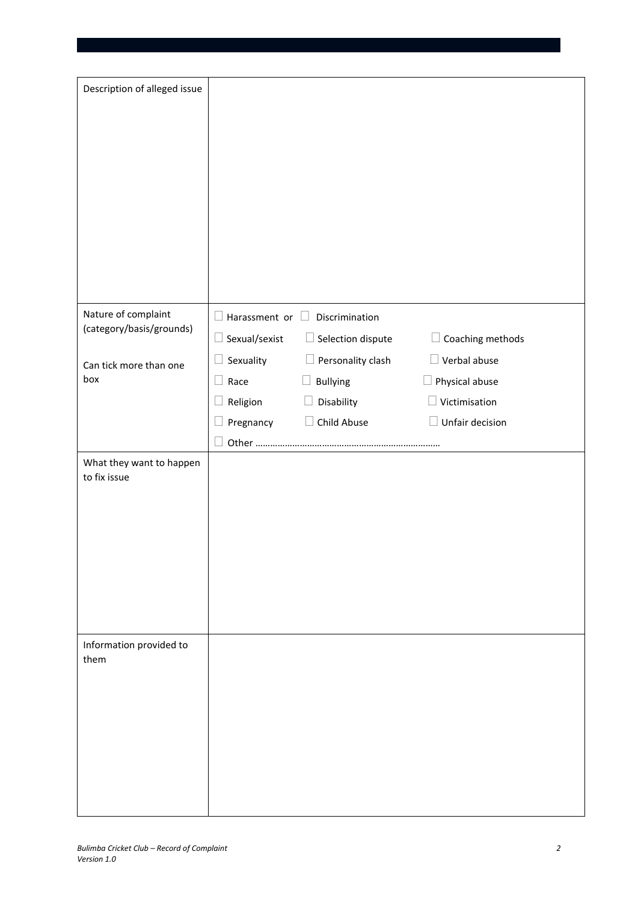| Description of alleged issue | |
|---|---|
| Nature of complaint (category/basis/grounds)<br><br>Can tick more than one box | ☐ Harassment or ☐ Discrimination<br>☐ Sexual/sexist ☐ Selection dispute ☐ Coaching methods<br>☐ Sexuality ☐ Personality clash ☐ Verbal abuse<br>☐ Race ☐ Bullying ☐ Physical abuse<br>☐ Religion ☐ Disability ☐ Victimisation<br>☐ Pregnancy ☐ Child Abuse ☐ Unfair decision<br>☐ Other ………………………………………………………………… |
| What they want to happen to fix issue | |
| Information provided to them | |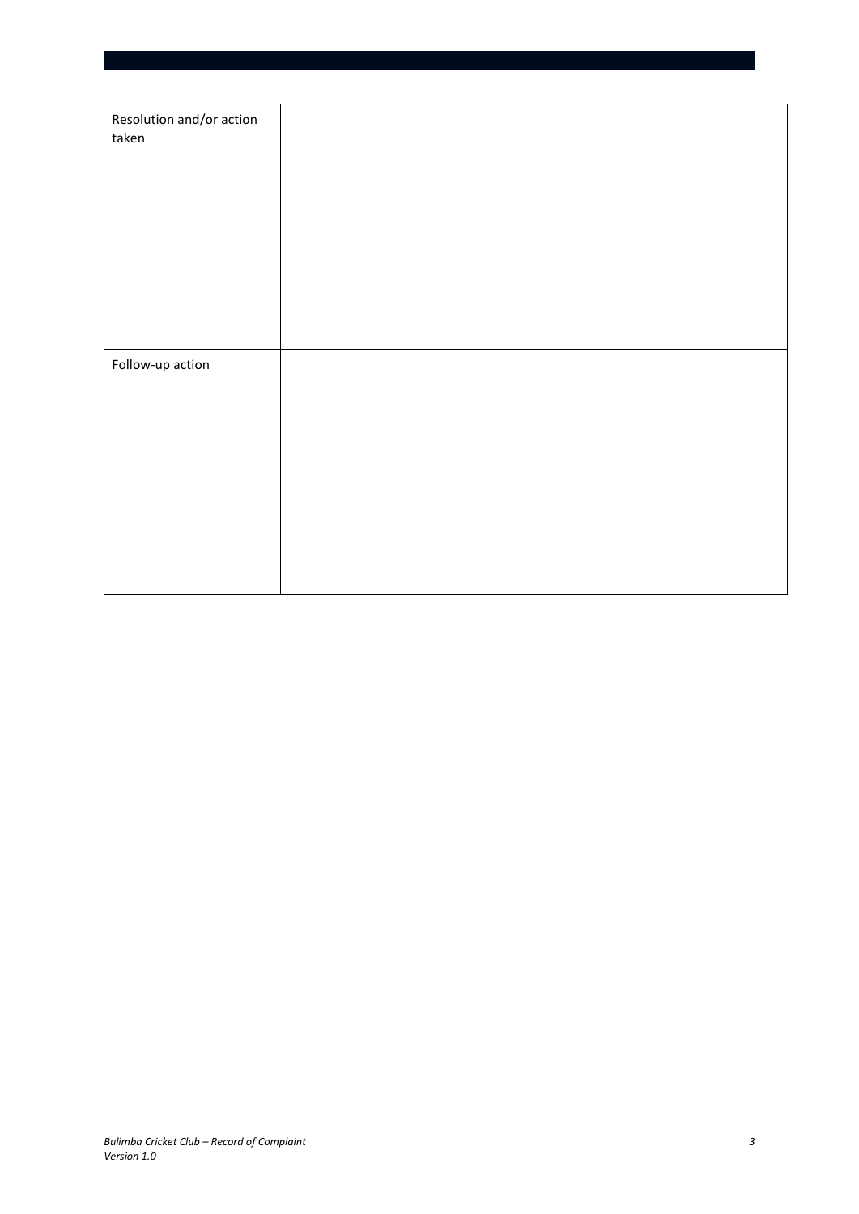| | |
|---|---|
| Resolution and/or action taken | |
| Follow-up action | |